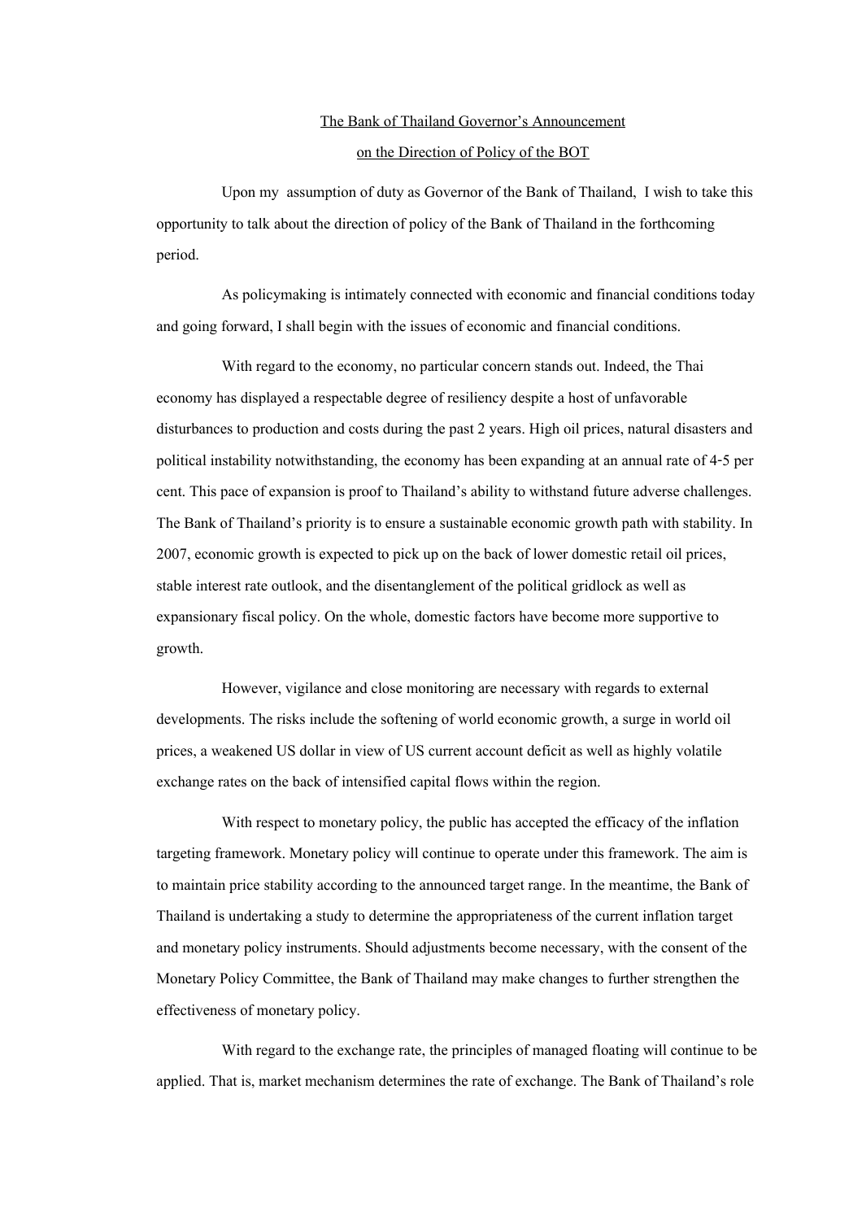# The Bank of Thailand Governor's Announcement on the Direction of Policy of the BOT

Upon my assumption of duty as Governor of the Bank of Thailand, I wish to take this opportunity to talk about the direction of policy of the Bank of Thailand in the forthcoming period.

As policymaking is intimately connected with economic and financial conditions today and going forward, I shall begin with the issues of economic and financial conditions.

With regard to the economy, no particular concern stands out. Indeed, the Thai economy has displayed a respectable degree of resiliency despite a host of unfavorable disturbances to production and costs during the past 2 years. High oil prices, natural disasters and political instability notwithstanding, the economy has been expanding at an annual rate of 4-5 per cent. This pace of expansion is proof to Thailand's ability to withstand future adverse challenges. The Bank of Thailand's priority is to ensure a sustainable economic growth path with stability. In 2007, economic growth is expected to pick up on the back of lower domestic retail oil prices, stable interest rate outlook, and the disentanglement of the political gridlock as well as expansionary fiscal policy. On the whole, domestic factors have become more supportive to growth.

However, vigilance and close monitoring are necessary with regards to external developments. The risks include the softening of world economic growth, a surge in world oil prices, a weakened US dollar in view of US current account deficit as well as highly volatile exchange rates on the back of intensified capital flows within the region.

With respect to monetary policy, the public has accepted the efficacy of the inflation targeting framework. Monetary policy will continue to operate under this framework. The aim is to maintain price stability according to the announced target range. In the meantime, the Bank of Thailand is undertaking a study to determine the appropriateness of the current inflation target and monetary policy instruments. Should adjustments become necessary, with the consent of the Monetary Policy Committee, the Bank of Thailand may make changes to further strengthen the effectiveness of monetary policy.

With regard to the exchange rate, the principles of managed floating will continue to be applied. That is, market mechanism determines the rate of exchange. The Bank of Thailand's role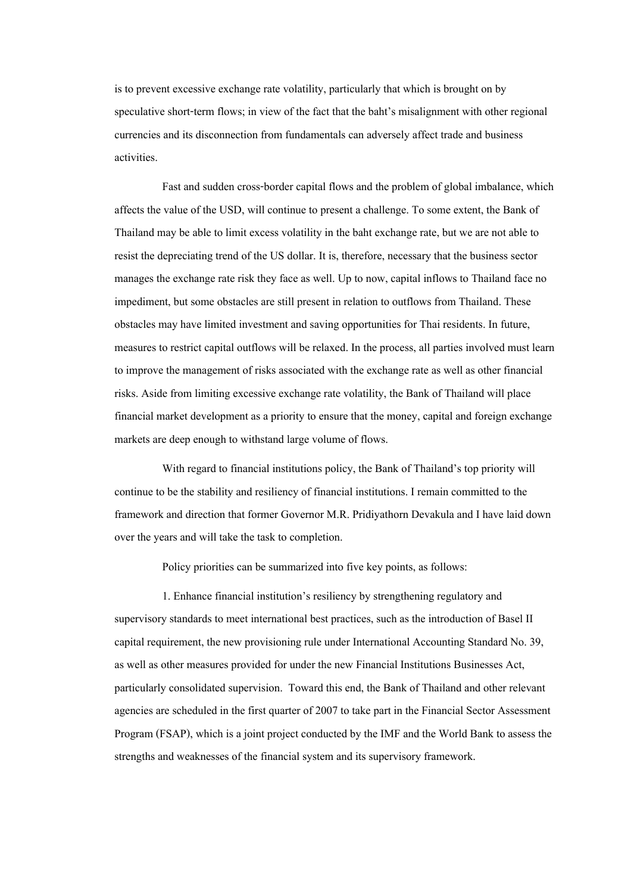is to prevent excessive exchange rate volatility, particularly that which is brought on by speculative short-term flows; in view of the fact that the baht's misalignment with other regional currencies and its disconnection from fundamentals can adversely affect trade and business activities.

Fast and sudden cross-border capital flows and the problem of global imbalance, which affects the value of the USD, will continue to present a challenge. To some extent, the Bank of Thailand may be able to limit excess volatility in the baht exchange rate, but we are not able to resist the depreciating trend of the US dollar. It is, therefore, necessary that the business sector manages the exchange rate risk they face as well. Up to now, capital inflows to Thailand face no impediment, but some obstacles are still present in relation to outflows from Thailand. These obstacles may have limited investment and saving opportunities for Thai residents. In future, measures to restrict capital outflows will be relaxed. In the process, all parties involved must learn to improve the management of risks associated with the exchange rate as well as other financial risks. Aside from limiting excessive exchange rate volatility, the Bank of Thailand will place financial market development as a priority to ensure that the money, capital and foreign exchange markets are deep enough to withstand large volume of flows.

With regard to financial institutions policy, the Bank of Thailand's top priority will continue to be the stability and resiliency of financial institutions. I remain committed to the framework and direction that former Governor M.R. Pridiyathorn Devakula and I have laid down over the years and will take the task to completion.

Policy priorities can be summarized into five key points, as follows:

1. Enhance financial institution's resiliency by strengthening regulatory and supervisory standards to meet international best practices, such as the introduction of Basel II capital requirement, the new provisioning rule under International Accounting Standard No. 39, as well as other measures provided for under the new Financial Institutions Businesses Act, particularly consolidated supervision. Toward this end, the Bank of Thailand and other relevant agencies are scheduled in the first quarter of 2007 to take part in the Financial Sector Assessment Program (FSAP), which is a joint project conducted by the IMF and the World Bank to assess the strengths and weaknesses of the financial system and its supervisory framework.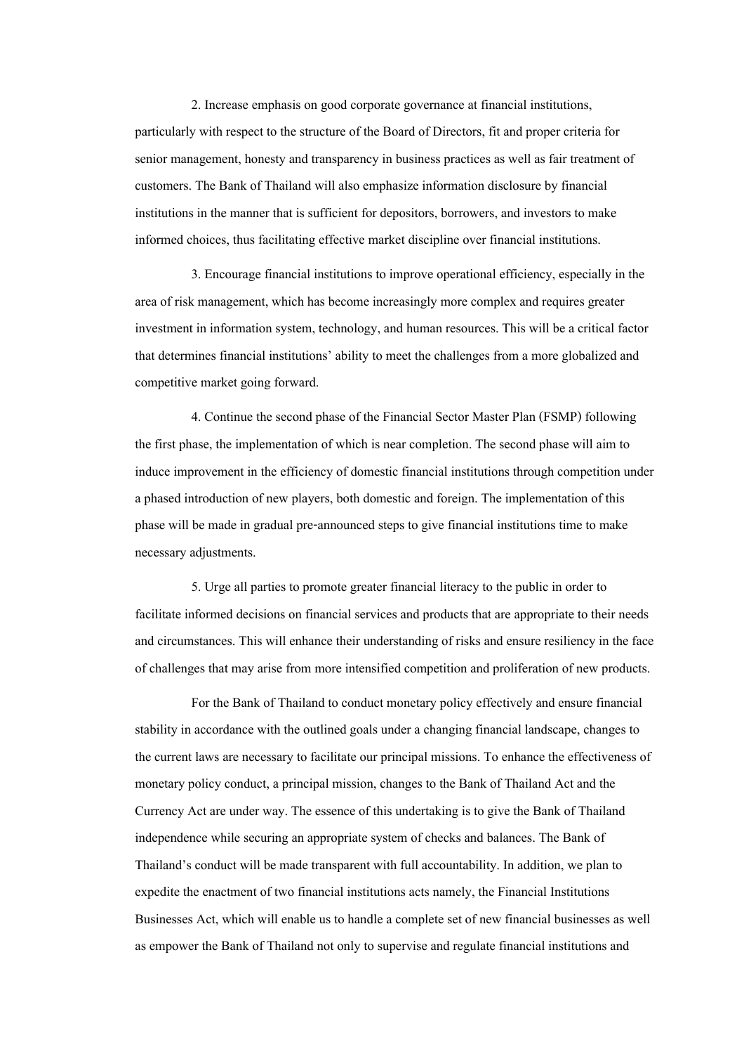2. Increase emphasis on good corporate governance at financial institutions, particularly with respect to the structure of the Board of Directors, fit and proper criteria for senior management, honesty and transparency in business practices as well as fair treatment of customers. The Bank of Thailand will also emphasize information disclosure by financial institutions in the manner that is sufficient for depositors, borrowers, and investors to make informed choices, thus facilitating effective market discipline over financial institutions.

3. Encourage financial institutions to improve operational efficiency, especially in the area of risk management, which has become increasingly more complex and requires greater investment in information system, technology, and human resources. This will be a critical factor that determines financial institutions' ability to meet the challenges from a more globalized and competitive market going forward.

4. Continue the second phase of the Financial Sector Master Plan (FSMP) following the first phase, the implementation of which is near completion. The second phase will aim to induce improvement in the efficiency of domestic financial institutions through competition under a phased introduction of new players, both domestic and foreign. The implementation of this phase will be made in gradual pre-announced steps to give financial institutions time to make necessary adjustments.

5. Urge all parties to promote greater financial literacy to the public in order to facilitate informed decisions on financial services and products that are appropriate to their needs and circumstances. This will enhance their understanding of risks and ensure resiliency in the face of challenges that may arise from more intensified competition and proliferation of new products.

For the Bank of Thailand to conduct monetary policy effectively and ensure financial stability in accordance with the outlined goals under a changing financial landscape, changes to the current laws are necessary to facilitate our principal missions. To enhance the effectiveness of monetary policy conduct, a principal mission, changes to the Bank of Thailand Act and the Currency Act are under way. The essence of this undertaking is to give the Bank of Thailand independence while securing an appropriate system of checks and balances. The Bank of Thailand's conduct will be made transparent with full accountability. In addition, we plan to expedite the enactment of two financial institutions acts namely, the Financial Institutions Businesses Act, which will enable us to handle a complete set of new financial businesses as well as empower the Bank of Thailand not only to supervise and regulate financial institutions and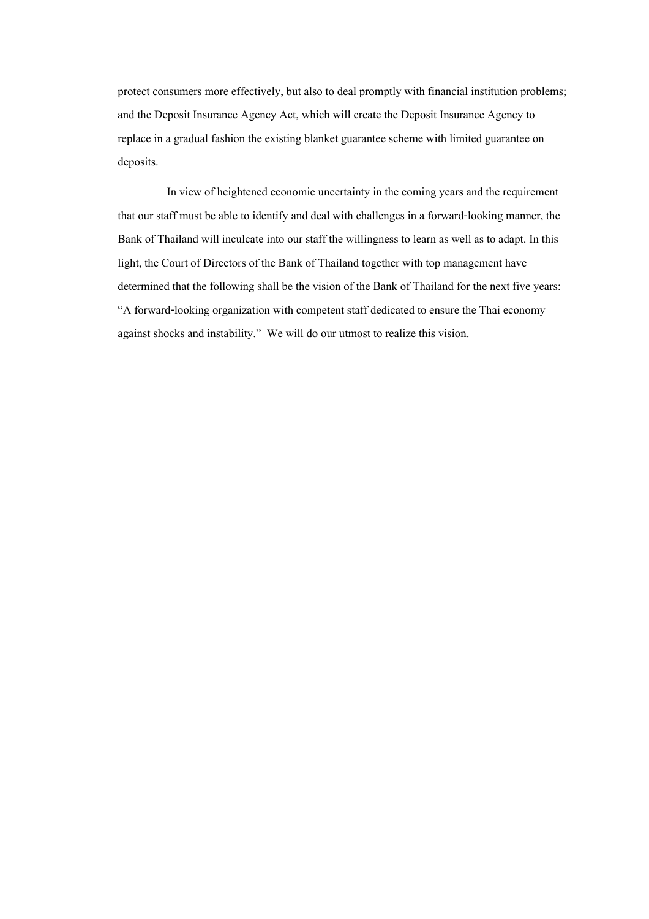protect consumers more effectively, but also to deal promptly with financial institution problems; and the Deposit Insurance Agency Act, which will create the Deposit Insurance Agency to replace in a gradual fashion the existing blanket guarantee scheme with limited guarantee on deposits.

In view of heightened economic uncertainty in the coming years and the requirement that our staff must be able to identify and deal with challenges in a forward-looking manner, the Bank of Thailand will inculcate into our staff the willingness to learn as well as to adapt. In this light, the Court of Directors of the Bank of Thailand together with top management have determined that the following shall be the vision of the Bank of Thailand for the next five years: "A forward-looking organization with competent staff dedicated to ensure the Thai economy against shocks and instability." We will do our utmost to realize this vision.